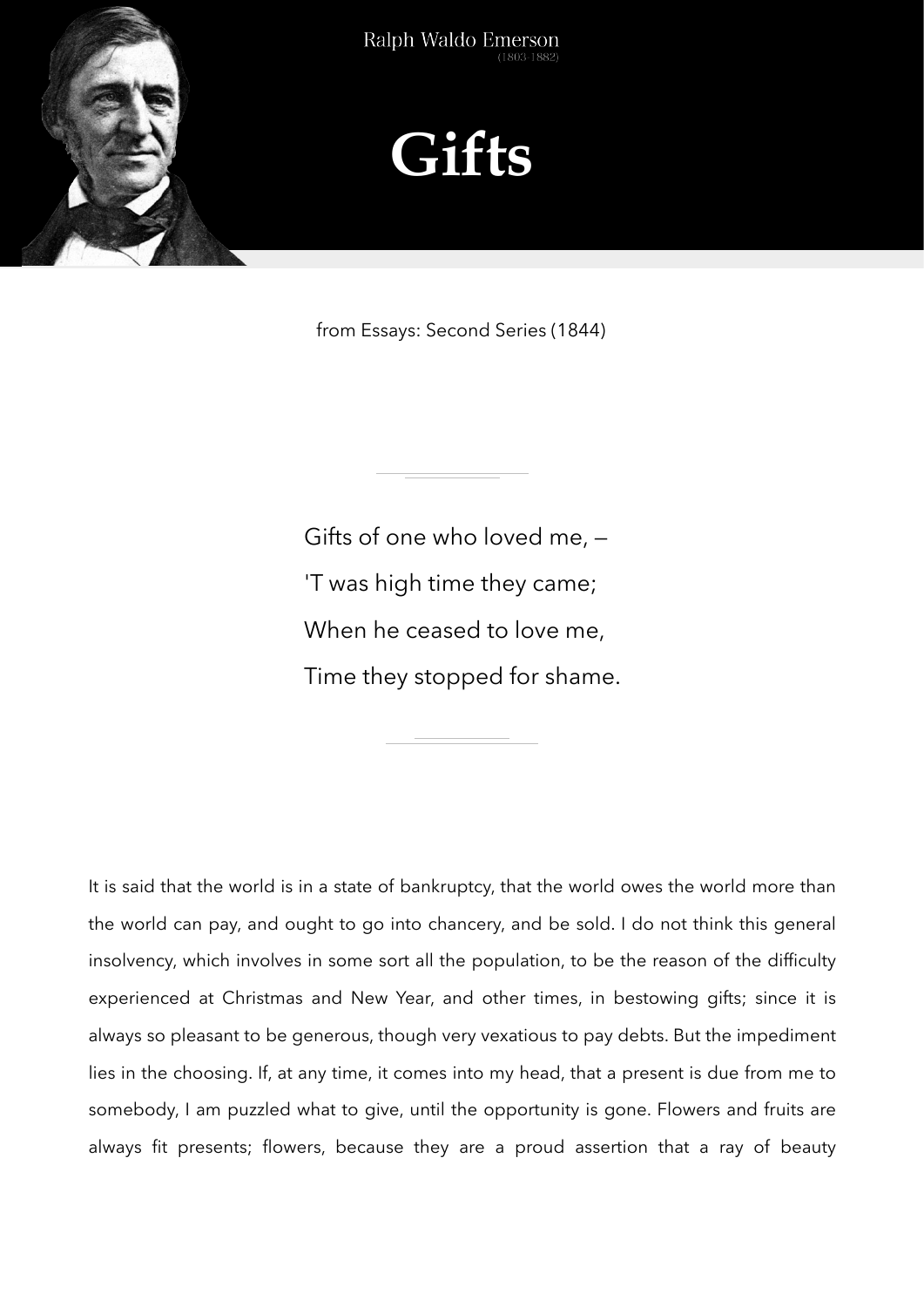Ralph Waldo Emerson
(1803-1882)

# Gifts

from Essays: Second Series (1844)

Gifts of one who loved me, —
'T was high time they came;
When he ceased to love me,
Time they stopped for shame.

It is said that the world is in a state of bankruptcy, that the world owes the world more than the world can pay, and ought to go into chancery, and be sold. I do not think this general insolvency, which involves in some sort all the population, to be the reason of the difficulty experienced at Christmas and New Year, and other times, in bestowing gifts; since it is always so pleasant to be generous, though very vexatious to pay debts. But the impediment lies in the choosing. If, at any time, it comes into my head, that a present is due from me to somebody, I am puzzled what to give, until the opportunity is gone. Flowers and fruits are always fit presents; flowers, because they are a proud assertion that a ray of beauty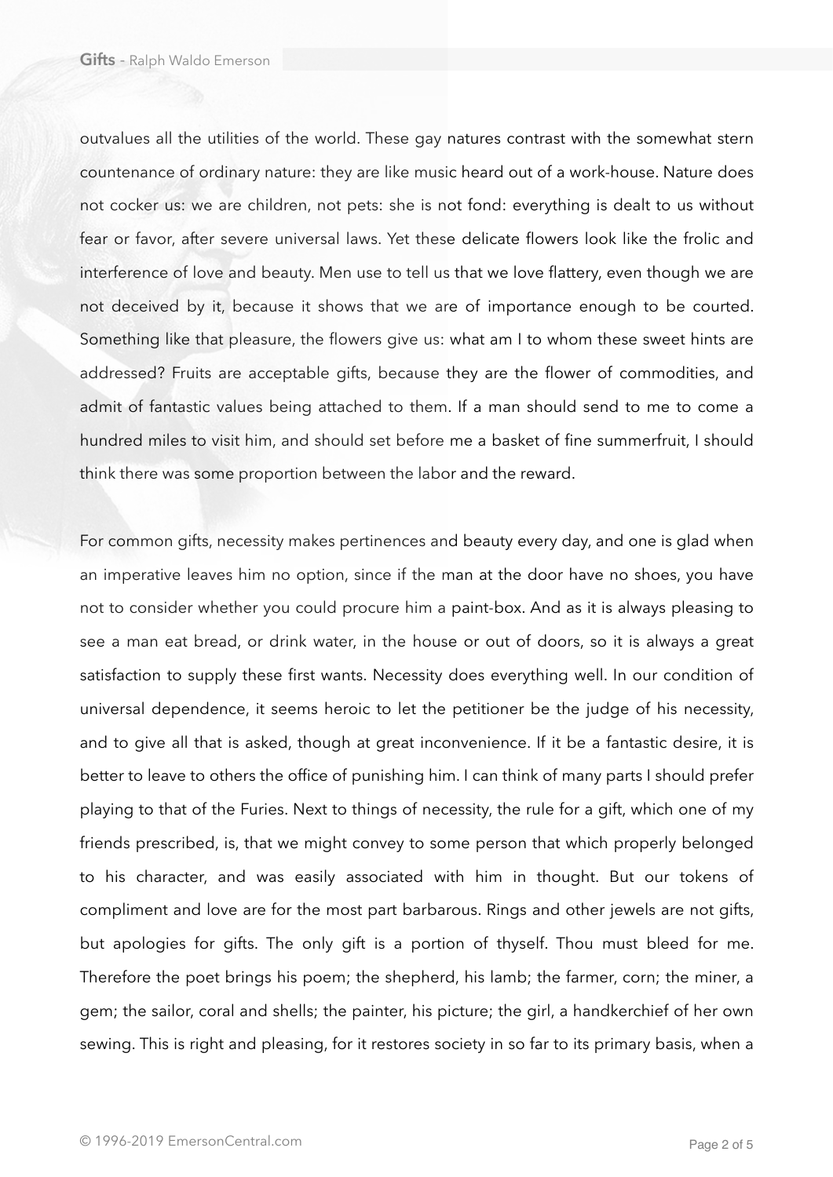outvalues all the utilities of the world. These gay natures contrast with the somewhat stern countenance of ordinary nature: they are like music heard out of a work-house. Nature does not cocker us: we are children, not pets: she is not fond: everything is dealt to us without fear or favor, after severe universal laws. Yet these delicate flowers look like the frolic and interference of love and beauty. Men use to tell us that we love flattery, even though we are not deceived by it, because it shows that we are of importance enough to be courted. Something like that pleasure, the flowers give us: what am I to whom these sweet hints are addressed? Fruits are acceptable gifts, because they are the flower of commodities, and admit of fantastic values being attached to them. If a man should send to me to come a hundred miles to visit him, and should set before me a basket of fine summerfruit, I should think there was some proportion between the labor and the reward.

For common gifts, necessity makes pertinences and beauty every day, and one is glad when an imperative leaves him no option, since if the man at the door have no shoes, you have not to consider whether you could procure him a paint-box. And as it is always pleasing to see a man eat bread, or drink water, in the house or out of doors, so it is always a great satisfaction to supply these first wants. Necessity does everything well. In our condition of universal dependence, it seems heroic to let the petitioner be the judge of his necessity, and to give all that is asked, though at great inconvenience. If it be a fantastic desire, it is better to leave to others the office of punishing him. I can think of many parts I should prefer playing to that of the Furies. Next to things of necessity, the rule for a gift, which one of my friends prescribed, is, that we might convey to some person that which properly belonged to his character, and was easily associated with him in thought. But our tokens of compliment and love are for the most part barbarous. Rings and other jewels are not gifts, but apologies for gifts. The only gift is a portion of thyself. Thou must bleed for me. Therefore the poet brings his poem; the shepherd, his lamb; the farmer, corn; the miner, a gem; the sailor, coral and shells; the painter, his picture; the girl, a handkerchief of her own sewing. This is right and pleasing, for it restores society in so far to its primary basis, when a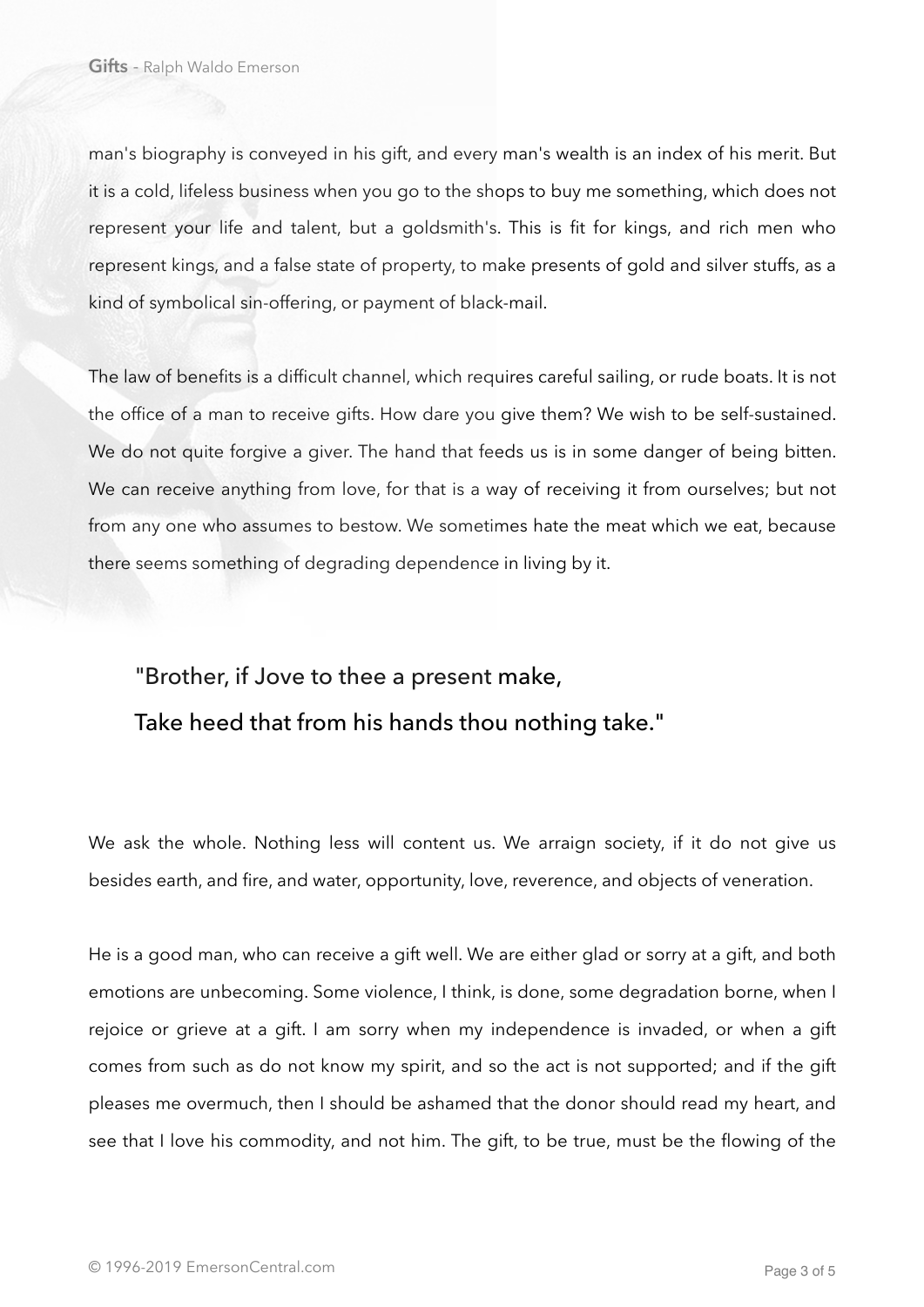man's biography is conveyed in his gift, and every man's wealth is an index of his merit. But it is a cold, lifeless business when you go to the shops to buy me something, which does not represent your life and talent, but a goldsmith's. This is fit for kings, and rich men who represent kings, and a false state of property, to make presents of gold and silver stuffs, as a kind of symbolical sin-offering, or payment of black-mail.

The law of benefits is a difficult channel, which requires careful sailing, or rude boats. It is not the office of a man to receive gifts. How dare you give them? We wish to be self-sustained. We do not quite forgive a giver. The hand that feeds us is in some danger of being bitten. We can receive anything from love, for that is a way of receiving it from ourselves; but not from any one who assumes to bestow. We sometimes hate the meat which we eat, because there seems something of degrading dependence in living by it.

> "Brother, if Jove to thee a present make,
> Take heed that from his hands thou nothing take."

We ask the whole. Nothing less will content us. We arraign society, if it do not give us besides earth, and fire, and water, opportunity, love, reverence, and objects of veneration.

He is a good man, who can receive a gift well. We are either glad or sorry at a gift, and both emotions are unbecoming. Some violence, I think, is done, some degradation borne, when I rejoice or grieve at a gift. I am sorry when my independence is invaded, or when a gift comes from such as do not know my spirit, and so the act is not supported; and if the gift pleases me overmuch, then I should be ashamed that the donor should read my heart, and see that I love his commodity, and not him. The gift, to be true, must be the flowing of the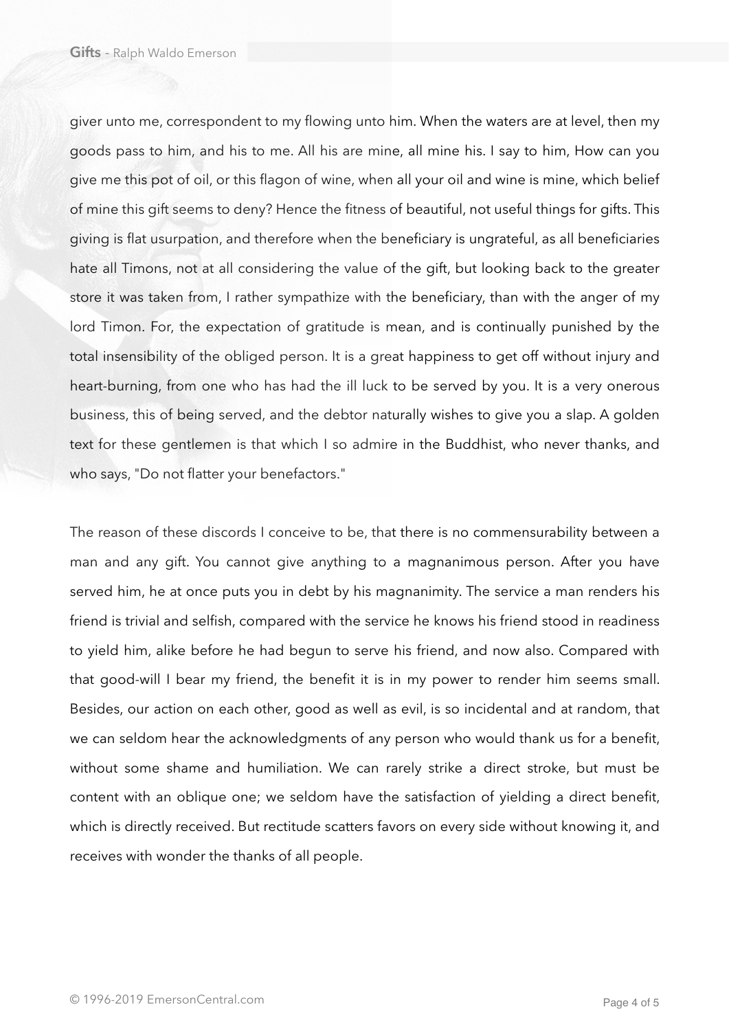giver unto me, correspondent to my flowing unto him. When the waters are at level, then my goods pass to him, and his to me. All his are mine, all mine his. I say to him, How can you give me this pot of oil, or this flagon of wine, when all your oil and wine is mine, which belief of mine this gift seems to deny? Hence the fitness of beautiful, not useful things for gifts. This giving is flat usurpation, and therefore when the beneficiary is ungrateful, as all beneficiaries hate all Timons, not at all considering the value of the gift, but looking back to the greater store it was taken from, I rather sympathize with the beneficiary, than with the anger of my lord Timon. For, the expectation of gratitude is mean, and is continually punished by the total insensibility of the obliged person. It is a great happiness to get off without injury and heart-burning, from one who has had the ill luck to be served by you. It is a very onerous business, this of being served, and the debtor naturally wishes to give you a slap. A golden text for these gentlemen is that which I so admire in the Buddhist, who never thanks, and who says, "Do not flatter your benefactors."

The reason of these discords I conceive to be, that there is no commensurability between a man and any gift. You cannot give anything to a magnanimous person. After you have served him, he at once puts you in debt by his magnanimity. The service a man renders his friend is trivial and selfish, compared with the service he knows his friend stood in readiness to yield him, alike before he had begun to serve his friend, and now also. Compared with that good-will I bear my friend, the benefit it is in my power to render him seems small. Besides, our action on each other, good as well as evil, is so incidental and at random, that we can seldom hear the acknowledgments of any person who would thank us for a benefit, without some shame and humiliation. We can rarely strike a direct stroke, but must be content with an oblique one; we seldom have the satisfaction of yielding a direct benefit, which is directly received. But rectitude scatters favors on every side without knowing it, and receives with wonder the thanks of all people.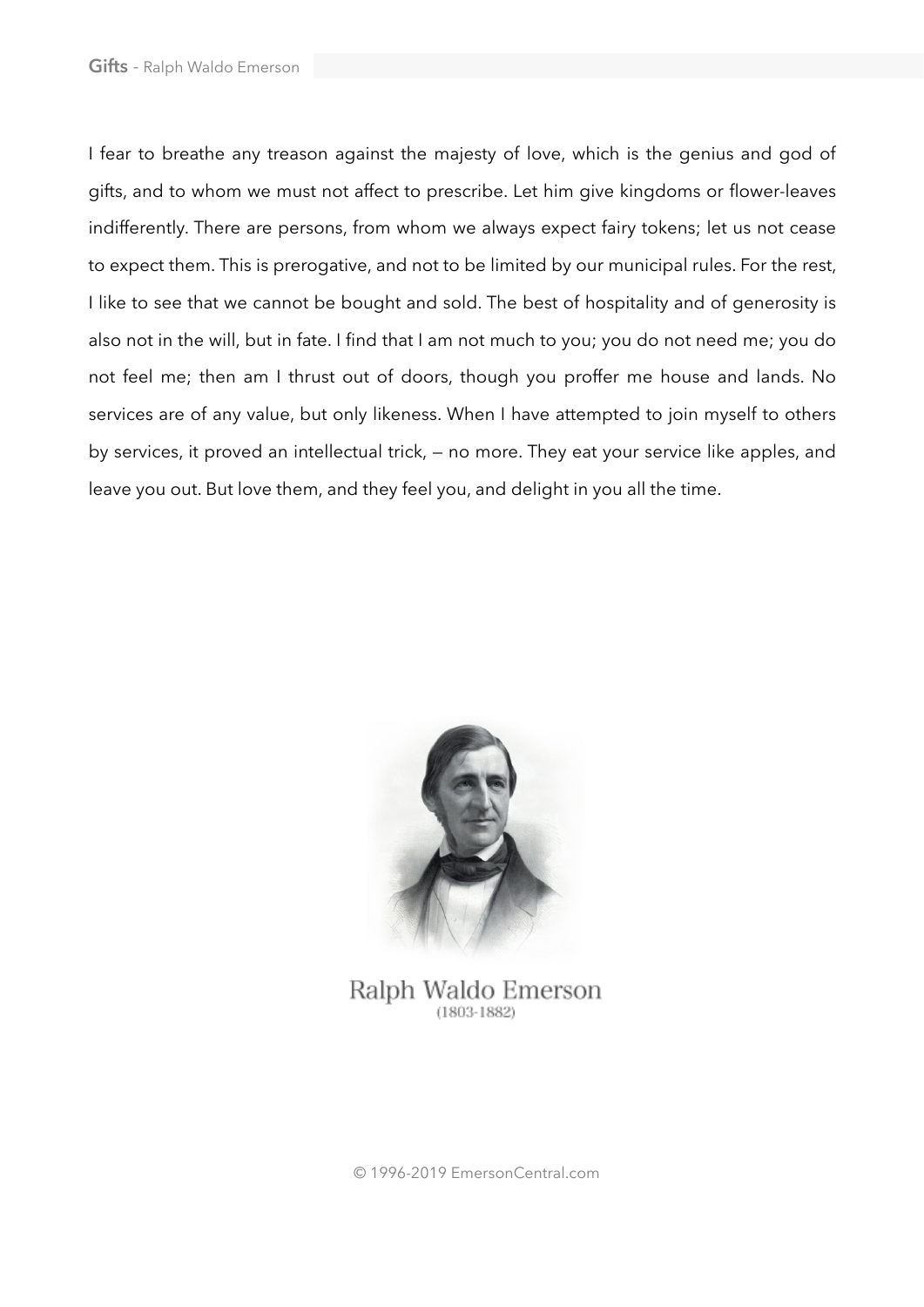I fear to breathe any treason against the majesty of love, which is the genius and god of gifts, and to whom we must not affect to prescribe. Let him give kingdoms or flower-leaves indifferently. There are persons, from whom we always expect fairy tokens; let us not cease to expect them. This is prerogative, and not to be limited by our municipal rules. For the rest, I like to see that we cannot be bought and sold. The best of hospitality and of generosity is also not in the will, but in fate. I find that I am not much to you; you do not need me; you do not feel me; then am I thrust out of doors, though you proffer me house and lands. No services are of any value, but only likeness. When I have attempted to join myself to others by services, it proved an intellectual trick, — no more. They eat your service like apples, and leave you out. But love them, and they feel you, and delight in you all the time.

Ralph Waldo Emerson
(1803-1882)

© 1996-2019 EmersonCentral.com